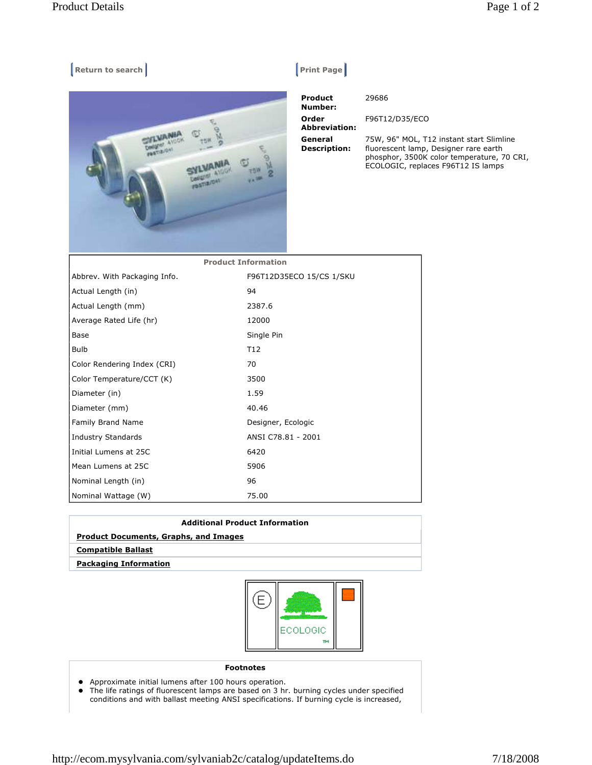Return to search

Print Page

| | |
|---|---|
| **Product Number:** | 29686 |
| **Order Abbreviation:** | F96T12/D35/ECO |
| **General Description:** | 75W, 96" MOL, T12 instant start Slimline fluorescent lamp, Designer rare earth phosphor, 3500K color temperature, 70 CRI, ECOLOGIC, replaces F96T12 IS lamps |

| Product Information | |
|---|---|
| Abbrev. With Packaging Info. | F96T12D35ECO 15/CS 1/SKU |
| Actual Length (in) | 94 |
| Actual Length (mm) | 2387.6 |
| Average Rated Life (hr) | 12000 |
| Base | Single Pin |
| Bulb | T12 |
| Color Rendering Index (CRI) | 70 |
| Color Temperature/CCT (K) | 3500 |
| Diameter (in) | 1.59 |
| Diameter (mm) | 40.46 |
| Family Brand Name | Designer, Ecologic |
| Industry Standards | ANSI C78.81 - 2001 |
| Initial Lumens at 25C | 6420 |
| Mean Lumens at 25C | 5906 |
| Nominal Length (in) | 96 |
| Nominal Wattage (W) | 75.00 |

**Additional Product Information**

**Product Documents, Graphs, and Images**

**Compatible Ballast**

**Packaging Information**

E

ECOLOGIC™

**Footnotes**

- Approximate initial lumens after 100 hours operation.
- The life ratings of fluorescent lamps are based on 3 hr. burning cycles under specified conditions and with ballast meeting ANSI specifications. If burning cycle is increased,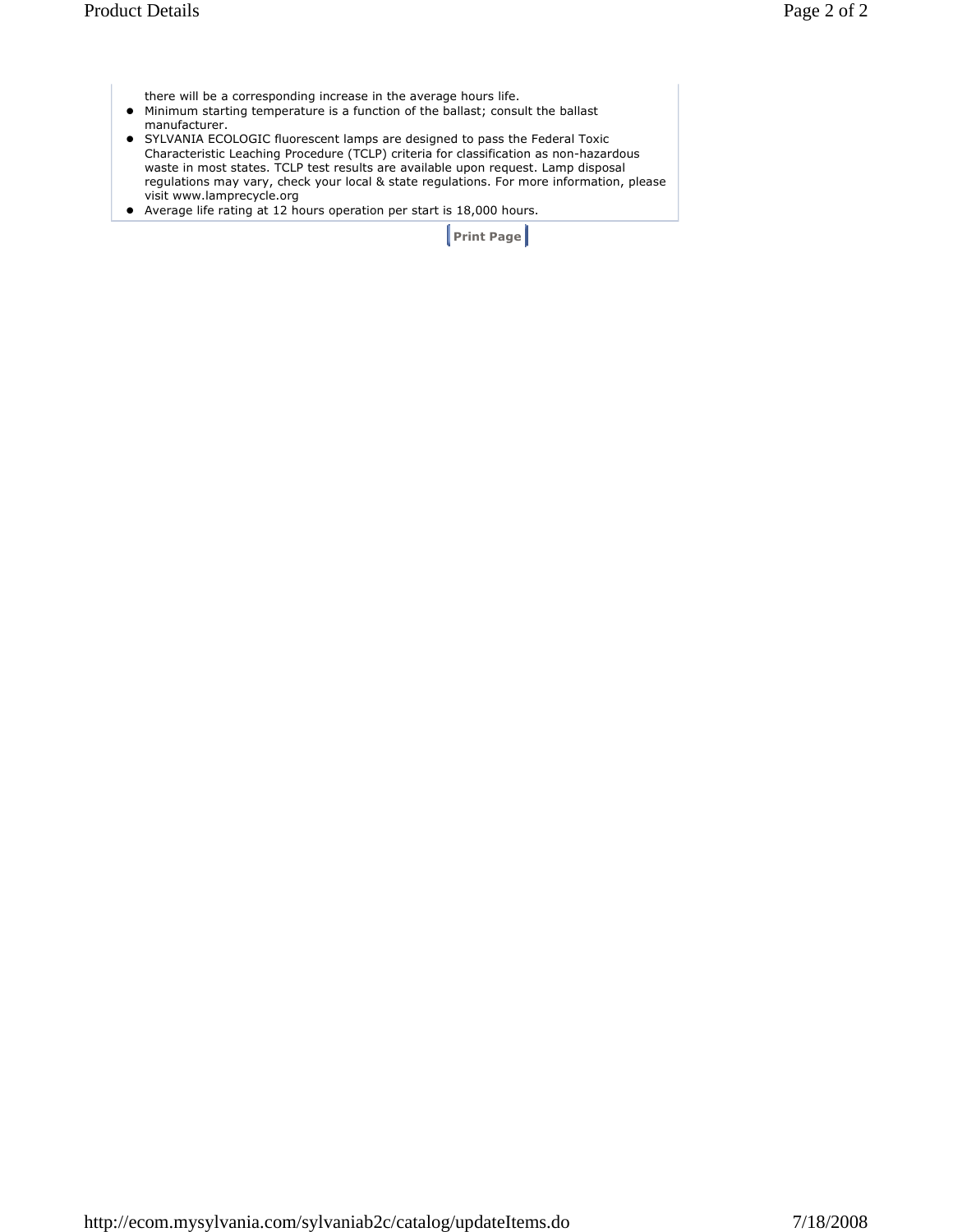there will be a corresponding increase in the average hours life.

- Minimum starting temperature is a function of the ballast; consult the ballast manufacturer.
- SYLVANIA ECOLOGIC fluorescent lamps are designed to pass the Federal Toxic Characteristic Leaching Procedure (TCLP) criteria for classification as non-hazardous waste in most states. TCLP test results are available upon request. Lamp disposal regulations may vary, check your local & state regulations. For more information, please visit www.lamprecycle.org
- Average life rating at 12 hours operation per start is 18,000 hours.

Print Page